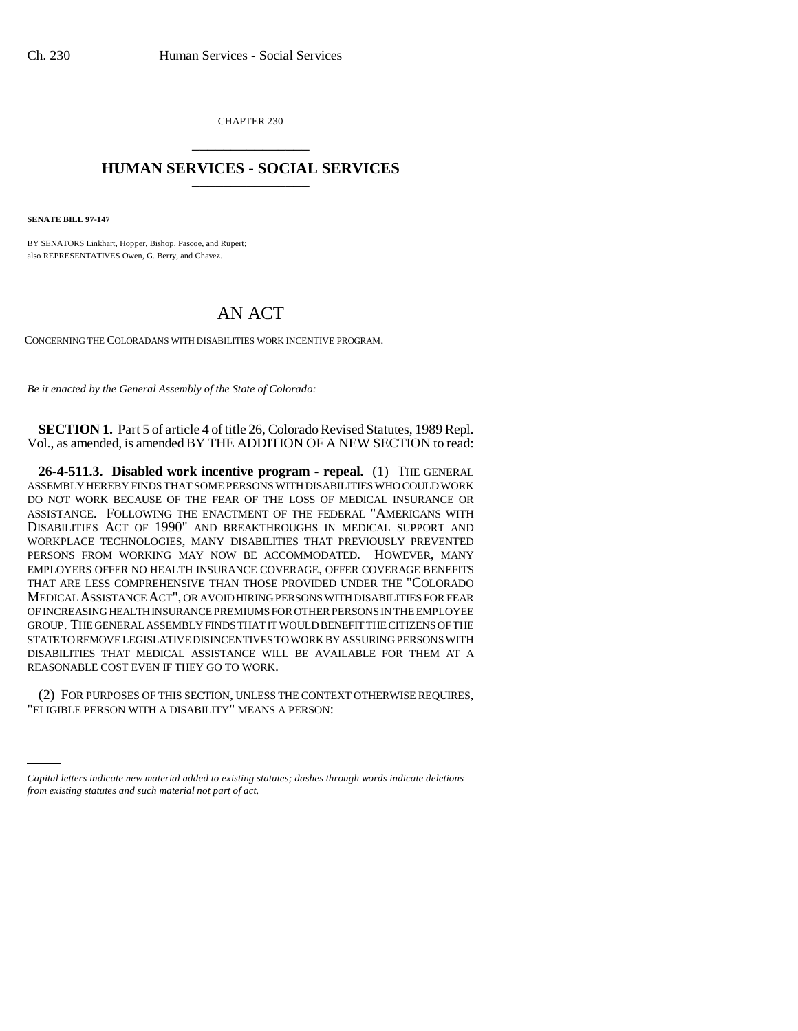CHAPTER 230

# HUMAN SERVICES - SOCIAL SERVICES

**SENATE BILL 97-147**

BY SENATORS Linkhart, Hopper, Bishop, Pascoe, and Rupert;
also REPRESENTATIVES Owen, G. Berry, and Chavez.

## AN ACT

CONCERNING THE COLORADANS WITH DISABILITIES WORK INCENTIVE PROGRAM.

*Be it enacted by the General Assembly of the State of Colorado:*

**SECTION 1.** Part 5 of article 4 of title 26, Colorado Revised Statutes, 1989 Repl. Vol., as amended, is amended BY THE ADDITION OF A NEW SECTION to read:

**26-4-511.3. Disabled work incentive program - repeal.** (1) THE GENERAL ASSEMBLY HEREBY FINDS THAT SOME PERSONS WITH DISABILITIES WHO COULD WORK DO NOT WORK BECAUSE OF THE FEAR OF THE LOSS OF MEDICAL INSURANCE OR ASSISTANCE. FOLLOWING THE ENACTMENT OF THE FEDERAL "AMERICANS WITH DISABILITIES ACT OF 1990" AND BREAKTHROUGHS IN MEDICAL SUPPORT AND WORKPLACE TECHNOLOGIES, MANY DISABILITIES THAT PREVIOUSLY PREVENTED PERSONS FROM WORKING MAY NOW BE ACCOMMODATED. HOWEVER, MANY EMPLOYERS OFFER NO HEALTH INSURANCE COVERAGE, OFFER COVERAGE BENEFITS THAT ARE LESS COMPREHENSIVE THAN THOSE PROVIDED UNDER THE "COLORADO MEDICAL ASSISTANCE ACT", OR AVOID HIRING PERSONS WITH DISABILITIES FOR FEAR OF INCREASING HEALTH INSURANCE PREMIUMS FOR OTHER PERSONS IN THE EMPLOYEE GROUP. THE GENERAL ASSEMBLY FINDS THAT IT WOULD BENEFIT THE CITIZENS OF THE STATE TO REMOVE LEGISLATIVE DISINCENTIVES TO WORK BY ASSURING PERSONS WITH DISABILITIES THAT MEDICAL ASSISTANCE WILL BE AVAILABLE FOR THEM AT A REASONABLE COST EVEN IF THEY GO TO WORK.

(2) FOR PURPOSES OF THIS SECTION, UNLESS THE CONTEXT OTHERWISE REQUIRES, "ELIGIBLE PERSON WITH A DISABILITY" MEANS A PERSON:

*Capital letters indicate new material added to existing statutes; dashes through words indicate deletions from existing statutes and such material not part of act.*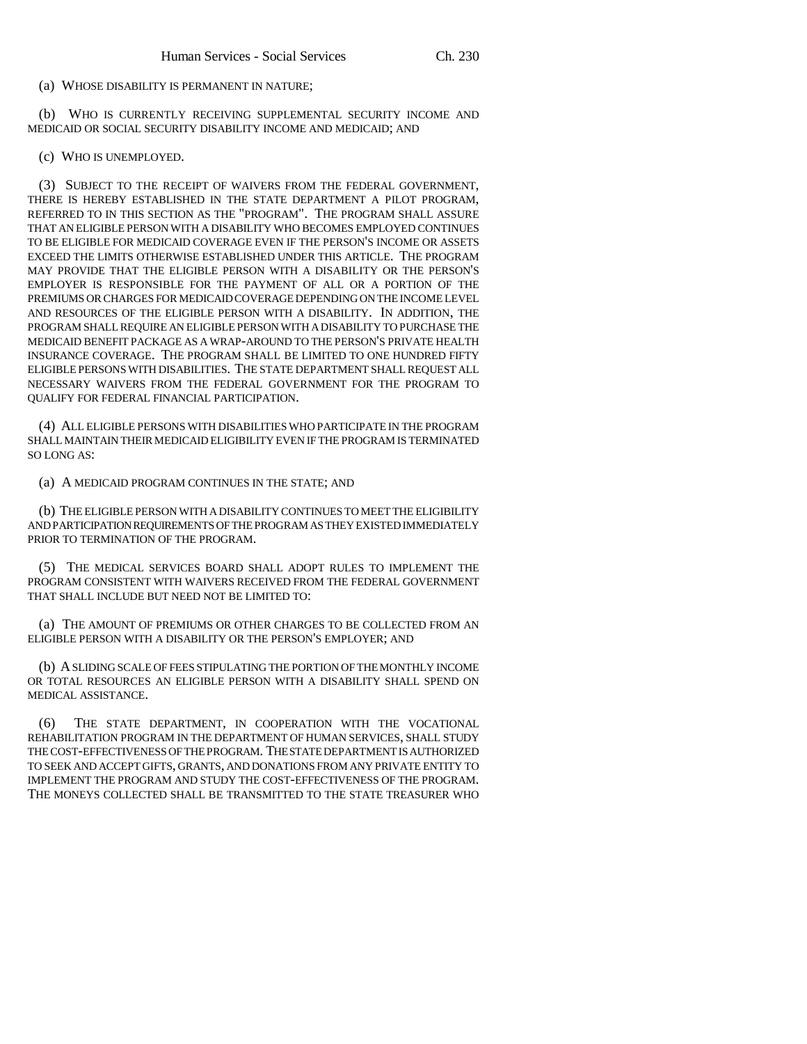(a) WHOSE DISABILITY IS PERMANENT IN NATURE;

(b) WHO IS CURRENTLY RECEIVING SUPPLEMENTAL SECURITY INCOME AND MEDICAID OR SOCIAL SECURITY DISABILITY INCOME AND MEDICAID; AND

(c) WHO IS UNEMPLOYED.

(3) SUBJECT TO THE RECEIPT OF WAIVERS FROM THE FEDERAL GOVERNMENT, THERE IS HEREBY ESTABLISHED IN THE STATE DEPARTMENT A PILOT PROGRAM, REFERRED TO IN THIS SECTION AS THE "PROGRAM". THE PROGRAM SHALL ASSURE THAT AN ELIGIBLE PERSON WITH A DISABILITY WHO BECOMES EMPLOYED CONTINUES TO BE ELIGIBLE FOR MEDICAID COVERAGE EVEN IF THE PERSON'S INCOME OR ASSETS EXCEED THE LIMITS OTHERWISE ESTABLISHED UNDER THIS ARTICLE. THE PROGRAM MAY PROVIDE THAT THE ELIGIBLE PERSON WITH A DISABILITY OR THE PERSON'S EMPLOYER IS RESPONSIBLE FOR THE PAYMENT OF ALL OR A PORTION OF THE PREMIUMS OR CHARGES FOR MEDICAID COVERAGE DEPENDING ON THE INCOME LEVEL AND RESOURCES OF THE ELIGIBLE PERSON WITH A DISABILITY. IN ADDITION, THE PROGRAM SHALL REQUIRE AN ELIGIBLE PERSON WITH A DISABILITY TO PURCHASE THE MEDICAID BENEFIT PACKAGE AS A WRAP-AROUND TO THE PERSON'S PRIVATE HEALTH INSURANCE COVERAGE. THE PROGRAM SHALL BE LIMITED TO ONE HUNDRED FIFTY ELIGIBLE PERSONS WITH DISABILITIES. THE STATE DEPARTMENT SHALL REQUEST ALL NECESSARY WAIVERS FROM THE FEDERAL GOVERNMENT FOR THE PROGRAM TO QUALIFY FOR FEDERAL FINANCIAL PARTICIPATION.

(4) ALL ELIGIBLE PERSONS WITH DISABILITIES WHO PARTICIPATE IN THE PROGRAM SHALL MAINTAIN THEIR MEDICAID ELIGIBILITY EVEN IF THE PROGRAM IS TERMINATED SO LONG AS:

(a) A MEDICAID PROGRAM CONTINUES IN THE STATE; AND

(b) THE ELIGIBLE PERSON WITH A DISABILITY CONTINUES TO MEET THE ELIGIBILITY AND PARTICIPATION REQUIREMENTS OF THE PROGRAM AS THEY EXISTED IMMEDIATELY PRIOR TO TERMINATION OF THE PROGRAM.

(5) THE MEDICAL SERVICES BOARD SHALL ADOPT RULES TO IMPLEMENT THE PROGRAM CONSISTENT WITH WAIVERS RECEIVED FROM THE FEDERAL GOVERNMENT THAT SHALL INCLUDE BUT NEED NOT BE LIMITED TO:

(a) THE AMOUNT OF PREMIUMS OR OTHER CHARGES TO BE COLLECTED FROM AN ELIGIBLE PERSON WITH A DISABILITY OR THE PERSON'S EMPLOYER; AND

(b) A SLIDING SCALE OF FEES STIPULATING THE PORTION OF THE MONTHLY INCOME OR TOTAL RESOURCES AN ELIGIBLE PERSON WITH A DISABILITY SHALL SPEND ON MEDICAL ASSISTANCE.

(6) THE STATE DEPARTMENT, IN COOPERATION WITH THE VOCATIONAL REHABILITATION PROGRAM IN THE DEPARTMENT OF HUMAN SERVICES, SHALL STUDY THE COST-EFFECTIVENESS OF THE PROGRAM. THE STATE DEPARTMENT IS AUTHORIZED TO SEEK AND ACCEPT GIFTS, GRANTS, AND DONATIONS FROM ANY PRIVATE ENTITY TO IMPLEMENT THE PROGRAM AND STUDY THE COST-EFFECTIVENESS OF THE PROGRAM. THE MONEYS COLLECTED SHALL BE TRANSMITTED TO THE STATE TREASURER WHO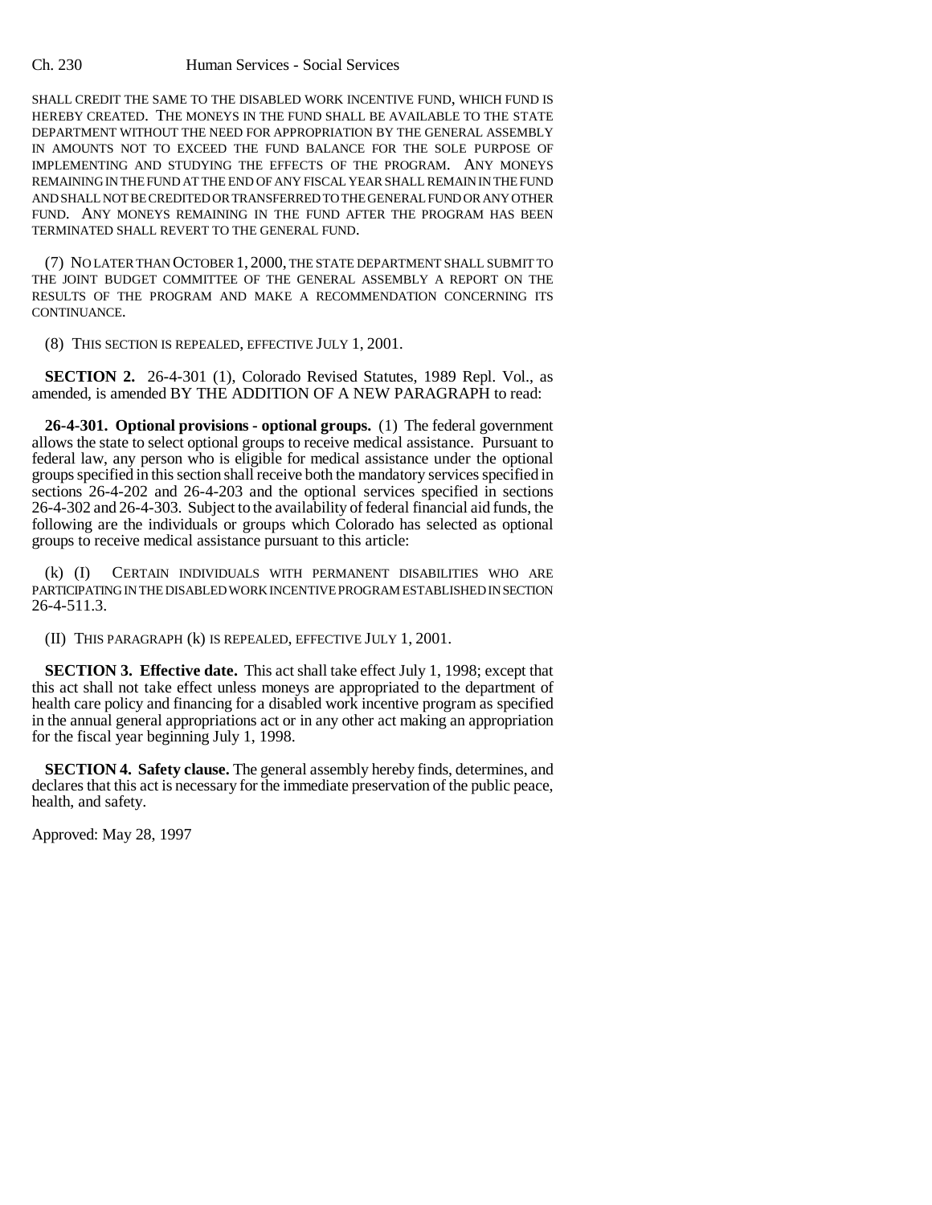SHALL CREDIT THE SAME TO THE DISABLED WORK INCENTIVE FUND, WHICH FUND IS HEREBY CREATED. THE MONEYS IN THE FUND SHALL BE AVAILABLE TO THE STATE DEPARTMENT WITHOUT THE NEED FOR APPROPRIATION BY THE GENERAL ASSEMBLY IN AMOUNTS NOT TO EXCEED THE FUND BALANCE FOR THE SOLE PURPOSE OF IMPLEMENTING AND STUDYING THE EFFECTS OF THE PROGRAM. ANY MONEYS REMAINING IN THE FUND AT THE END OF ANY FISCAL YEAR SHALL REMAIN IN THE FUND AND SHALL NOT BE CREDITED OR TRANSFERRED TO THE GENERAL FUND OR ANY OTHER FUND. ANY MONEYS REMAINING IN THE FUND AFTER THE PROGRAM HAS BEEN TERMINATED SHALL REVERT TO THE GENERAL FUND.

(7) NO LATER THAN OCTOBER 1, 2000, THE STATE DEPARTMENT SHALL SUBMIT TO THE JOINT BUDGET COMMITTEE OF THE GENERAL ASSEMBLY A REPORT ON THE RESULTS OF THE PROGRAM AND MAKE A RECOMMENDATION CONCERNING ITS CONTINUANCE.

(8) THIS SECTION IS REPEALED, EFFECTIVE JULY 1, 2001.

**SECTION 2.** 26-4-301 (1), Colorado Revised Statutes, 1989 Repl. Vol., as amended, is amended BY THE ADDITION OF A NEW PARAGRAPH to read:

**26-4-301. Optional provisions - optional groups.** (1) The federal government allows the state to select optional groups to receive medical assistance. Pursuant to federal law, any person who is eligible for medical assistance under the optional groups specified in this section shall receive both the mandatory services specified in sections 26-4-202 and 26-4-203 and the optional services specified in sections 26-4-302 and 26-4-303. Subject to the availability of federal financial aid funds, the following are the individuals or groups which Colorado has selected as optional groups to receive medical assistance pursuant to this article:

(k) (I) CERTAIN INDIVIDUALS WITH PERMANENT DISABILITIES WHO ARE PARTICIPATING IN THE DISABLED WORK INCENTIVE PROGRAM ESTABLISHED IN SECTION 26-4-511.3.

(II) THIS PARAGRAPH (k) IS REPEALED, EFFECTIVE JULY 1, 2001.

**SECTION 3. Effective date.** This act shall take effect July 1, 1998; except that this act shall not take effect unless moneys are appropriated to the department of health care policy and financing for a disabled work incentive program as specified in the annual general appropriations act or in any other act making an appropriation for the fiscal year beginning July 1, 1998.

**SECTION 4. Safety clause.** The general assembly hereby finds, determines, and declares that this act is necessary for the immediate preservation of the public peace, health, and safety.

Approved: May 28, 1997